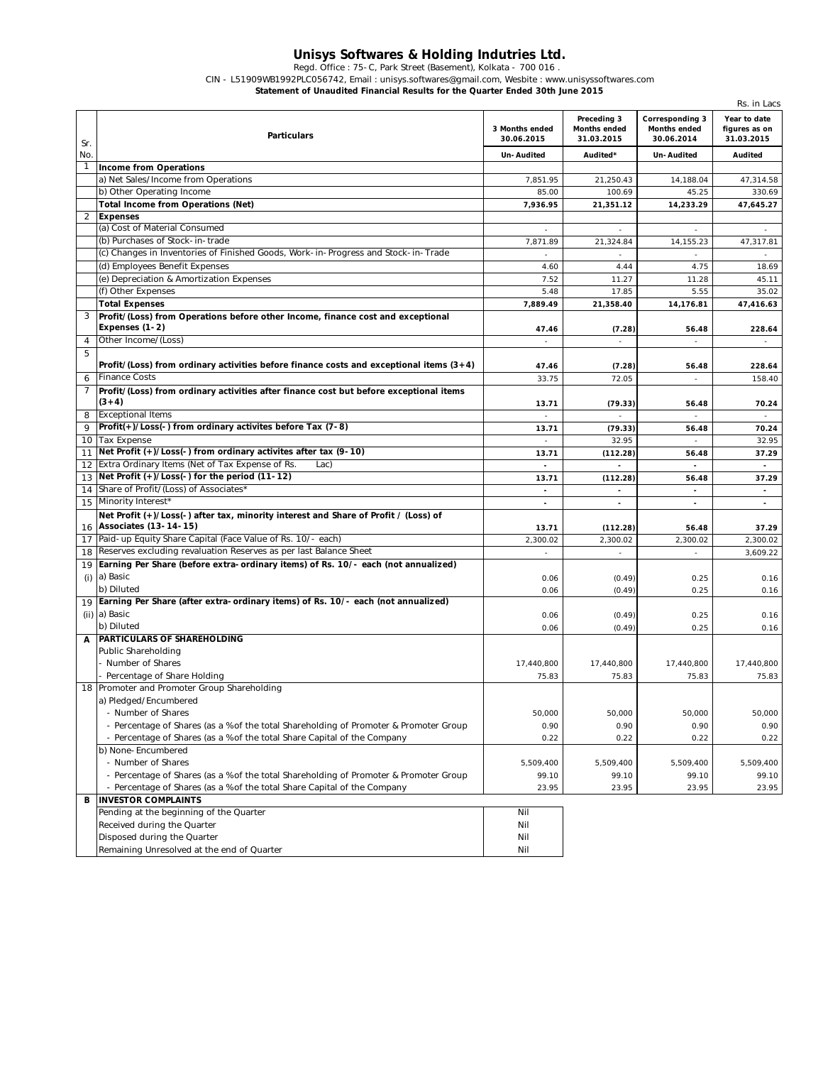# Unisys Softwares & Holding Indutries Ltd.

Regd. Office : 75-C, Park Street (Basement), Kolkata - 700 016 .

CIN - L51909WB1992PLC056742, Email : unisys.softwares@gmail.com, Wesbite : www.unisyssoftwares.com

**Statement of Unaudited Financial Results for the Quarter Ended 30th June 2015**

Rs. in Lacs

| Sr. No. | Particulars | 3 Months ended 30.06.2015 | Preceding 3 Months ended 31.03.2015 | Corresponding 3 Months ended 30.06.2014 | Year to date figures as on 31.03.2015 |
|---|---|---|---|---|---|
| | | **Un-Audited** | **Audited*** | **Un-Audited** | **Audited** |
| 1 | **Income from Operations** | | | | |
| | a) Net Sales/Income from Operations | 7,851.95 | 21,250.43 | 14,188.04 | 47,314.58 |
| | b) Other Operating Income | 85.00 | 100.69 | 45.25 | 330.69 |
| | **Total Income from Operations (Net)** | **7,936.95** | **21,351.12** | **14,233.29** | **47,645.27** |
| 2 | **Expenses** | | | | |
| | (a) Cost of Material Consumed | - | - | - | - |
| | (b) Purchases of Stock-in-trade | 7,871.89 | 21,324.84 | 14,155.23 | 47,317.81 |
| | (c) Changes in Inventories of Finished Goods, Work-in-Progress and Stock-in-Trade | - | - | - | - |
| | (d) Employees Benefit Expenses | 4.60 | 4.44 | 4.75 | 18.69 |
| | (e) Depreciation & Amortization Expenses | 7.52 | 11.27 | 11.28 | 45.11 |
| | (f) Other Expenses | 5.48 | 17.85 | 5.55 | 35.02 |
| | **Total Expenses** | **7,889.49** | **21,358.40** | **14,176.81** | **47,416.63** |
| 3 | **Profit/(Loss) from Operations before other Income, finance cost and exceptional Expenses (1-2)** | **47.46** | **(7.28)** | **56.48** | **228.64** |
| 4 | Other Income/(Loss) | - | - | - | - |
| 5 | **Profit/(Loss) from ordinary activities before finance costs and exceptional items (3+4)** | **47.46** | **(7.28)** | **56.48** | **228.64** |
| 6 | Finance Costs | 33.75 | 72.05 | - | 158.40 |
| 7 | **Profit/(Loss) from ordinary activities after finance cost but before exceptional items (3+4)** | **13.71** | **(79.33)** | **56.48** | **70.24** |
| 8 | Exceptional Items | - | - | - | - |
| 9 | **Profit(+)/Loss(-) from ordinary activites before Tax (7-8)** | **13.71** | **(79.33)** | **56.48** | **70.24** |
| 10 | Tax Expense | - | 32.95 | - | 32.95 |
| 11 | **Net Profit (+)/Loss(-) from ordinary activites after tax (9-10)** | **13.71** | **(112.28)** | **56.48** | **37.29** |
| 12 | Extra Ordinary Items (Net of Tax Expense of Rs. Lac) | - | - | - | - |
| 13 | **Net Profit (+)/Loss(-) for the period (11-12)** | **13.71** | **(112.28)** | **56.48** | **37.29** |
| 14 | Share of Profit/(Loss) of Associates* | - | - | - | - |
| 15 | Minority Interest* | - | - | - | - |
| 16 | **Net Profit (+)/Loss(-) after tax, minority interest and Share of Profit / (Loss) of Associates (13-14-15)** | **13.71** | **(112.28)** | **56.48** | **37.29** |
| 17 | Paid-up Equity Share Capital (Face Value of Rs. 10/- each) | 2,300.02 | 2,300.02 | 2,300.02 | 2,300.02 |
| 18 | Reserves excluding revaluation Reserves as per last Balance Sheet | - | - | - | 3,609.22 |
| 19 | **Earning Per Share (before extra-ordinary items) of Rs. 10/- each (not annualized)** | | | | |
| (i) | a) Basic | 0.06 | (0.49) | 0.25 | 0.16 |
| | b) Diluted | 0.06 | (0.49) | 0.25 | 0.16 |
| 19 | **Earning Per Share (after extra-ordinary items) of Rs. 10/- each (not annualized)** | | | | |
| (ii) | a) Basic | 0.06 | (0.49) | 0.25 | 0.16 |
| | b) Diluted | 0.06 | (0.49) | 0.25 | 0.16 |
| **A** | **PARTICULARS OF SHAREHOLDING** | | | | |
| | Public Shareholding | | | | |
| | - Number of Shares | 17,440,800 | 17,440,800 | 17,440,800 | 17,440,800 |
| | - Percentage of Share Holding | 75.83 | 75.83 | 75.83 | 75.83 |
| 18 | Promoter and Promoter Group Shareholding | | | | |
| | a) Pledged/Encumbered | | | | |
| | - Number of Shares | 50,000 | 50,000 | 50,000 | 50,000 |
| | - Percentage of Shares (as a %of the total Shareholding of Promoter & Promoter Group | 0.90 | 0.90 | 0.90 | 0.90 |
| | - Percentage of Shares (as a %of the total Share Capital of the Company | 0.22 | 0.22 | 0.22 | 0.22 |
| | b) None-Encumbered | | | | |
| | - Number of Shares | 5,509,400 | 5,509,400 | 5,509,400 | 5,509,400 |
| | - Percentage of Shares (as a %of the total Shareholding of Promoter & Promoter Group | 99.10 | 99.10 | 99.10 | 99.10 |
| | - Percentage of Shares (as a %of the total Share Capital of the Company | 23.95 | 23.95 | 23.95 | 23.95 |
| **B** | **INVESTOR COMPLAINTS** | | | | |
| | Pending at the beginning of the Quarter | Nil | | | |
| | Received during the Quarter | Nil | | | |
| | Disposed during the Quarter | Nil | | | |
| | Remaining Unresolved at the end of Quarter | Nil | | | |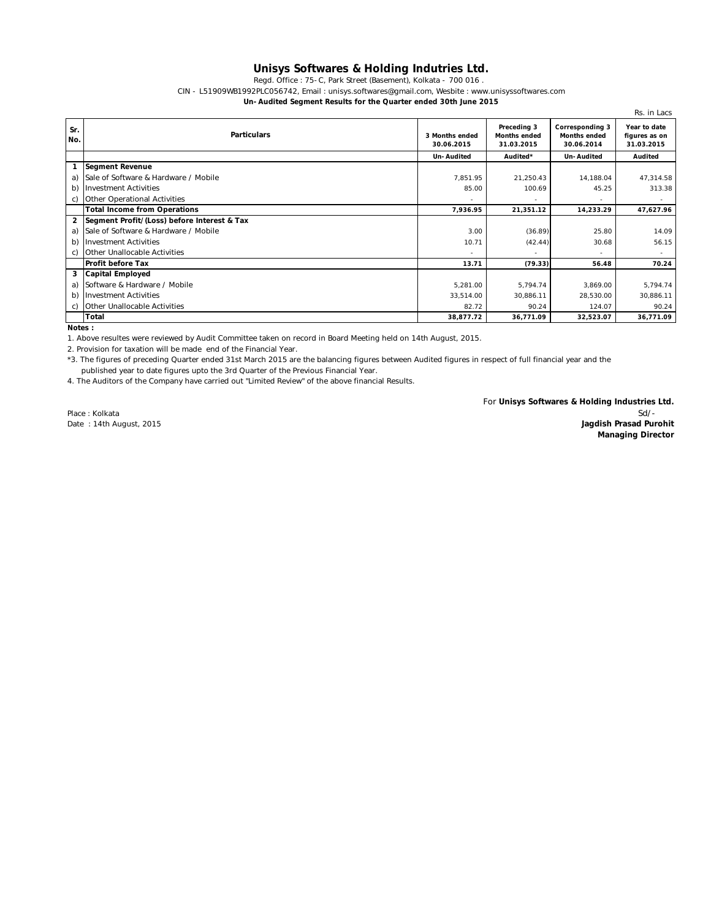# Unisys Softwares & Holding Indutries Ltd.

Regd. Office : 75-C, Park Street (Basement), Kolkata - 700 016 .

CIN - L51909WB1992PLC056742, Email : unisys.softwares@gmail.com, Wesbite : www.unisyssoftwares.com

**Un-Audited Segment Results for the Quarter ended 30th June 2015**

Rs. in Lacs

| Sr. No. | Particulars | 3 Months ended 30.06.2015 | Preceding 3 Months ended 31.03.2015 | Corresponding 3 Months ended 30.06.2014 | Year to date figures as on 31.03.2015 |
|---|---|---|---|---|---|
| | | Un-Audited | Audited* | Un-Audited | Audited |
| 1 | **Segment Revenue** | | | | |
| a) | Sale of Software & Hardware / Mobile | 7,851.95 | 21,250.43 | 14,188.04 | 47,314.58 |
| b) | Investment Activities | 85.00 | 100.69 | 45.25 | 313.38 |
| c) | Other Operational Activities | - | - | - | - |
| | **Total Income from Operations** | **7,936.95** | **21,351.12** | **14,233.29** | **47,627.96** |
| 2 | **Segment Profit/(Loss) before Interest & Tax** | | | | |
| a) | Sale of Software & Hardware / Mobile | 3.00 | (36.89) | 25.80 | 14.09 |
| b) | Investment Activities | 10.71 | (42.44) | 30.68 | 56.15 |
| c) | Other Unallocable Activities | - | - | - | - |
| | **Profit before Tax** | **13.71** | **(79.33)** | **56.48** | **70.24** |
| 3 | **Capital Employed** | | | | |
| a) | Software & Hardware / Mobile | 5,281.00 | 5,794.74 | 3,869.00 | 5,794.74 |
| b) | Investment Activities | 33,514.00 | 30,886.11 | 28,530.00 | 30,886.11 |
| c) | Other Unallocable Activities | 82.72 | 90.24 | 124.07 | 90.24 |
| | **Total** | **38,877.72** | **36,771.09** | **32,523.07** | **36,771.09** |

**Notes :**

1. Above resultes were reviewed by Audit Committee taken on record in Board Meeting held on 14th August, 2015.
2. Provision for taxation will be made end of the Financial Year.

*3. The figures of preceding Quarter ended 31st March 2015 are the balancing figures between Audited figures in respect of full financial year and the published year to date figures upto the 3rd Quarter of the Previous Financial Year.

4. The Auditors of the Company have carried out "Limited Review" of the above financial Results.

For **Unisys Softwares & Holding Industries Ltd.**

Sd/-

**Jagdish Prasad Purohit**

**Managing Director**

Place : Kolkata

Date : 14th August, 2015